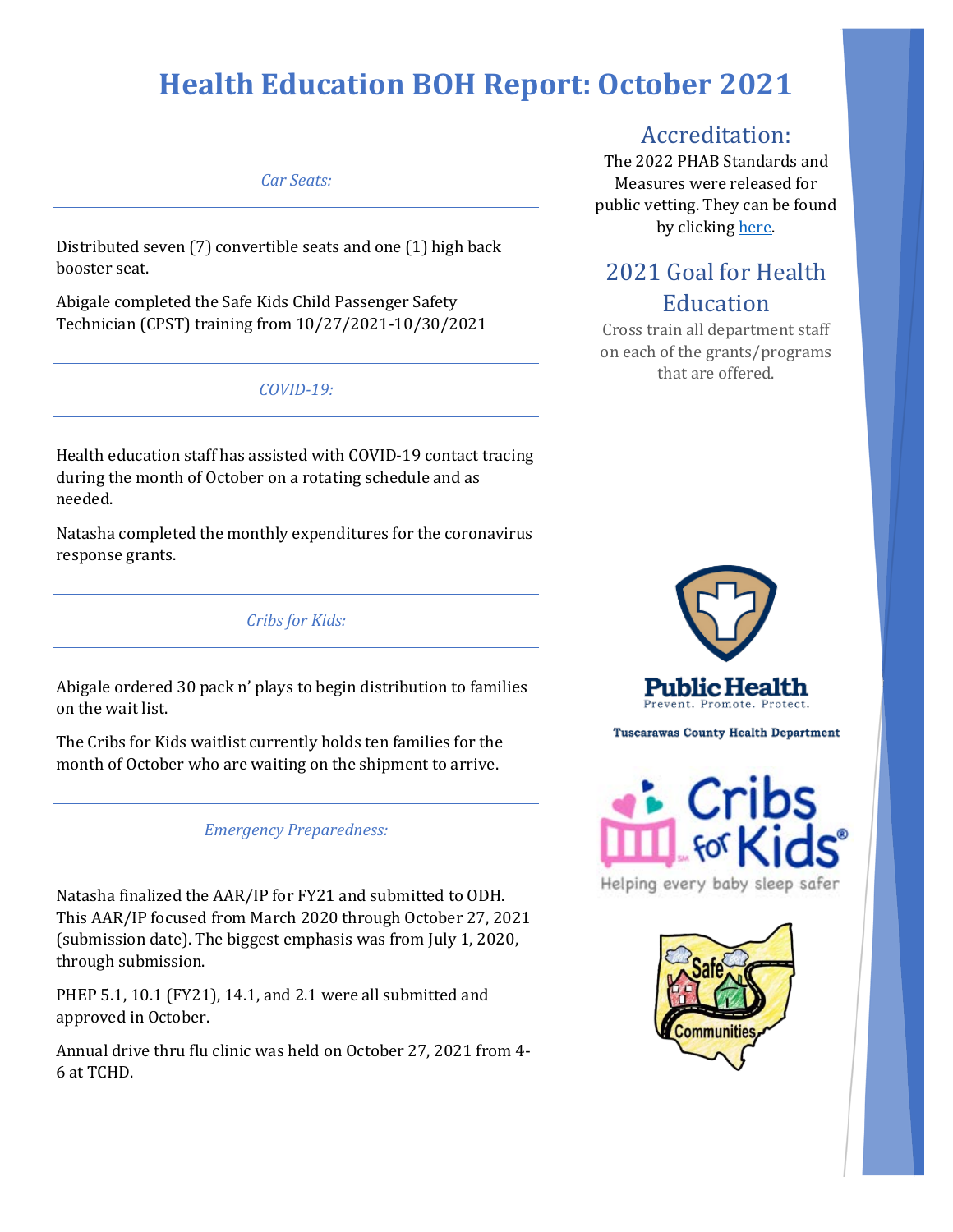# Health Education BOH Report: October 2021

### *Car Seats:*

Distributed seven (7) convertible seats and one (1) high back booster seat.

Abigale completed the Safe Kids Child Passenger Safety Technician (CPST) training from 10/27/2021-10/30/2021

### *COVID-19:*

Health education staff has assisted with COVID-19 contact tracing during the month of October on a rotating schedule and as needed.

Natasha completed the monthly expenditures for the coronavirus response grants.

### *Cribs for Kids:*

Abigale ordered 30 pack n' plays to begin distribution to families on the wait list.

The Cribs for Kids waitlist currently holds ten families for the month of October who are waiting on the shipment to arrive.

### *Emergency Preparedness:*

Natasha finalized the AAR/IP for FY21 and submitted to ODH. This AAR/IP focused from March 2020 through October 27, 2021 (submission date). The biggest emphasis was from July 1, 2020, through submission.

PHEP 5.1, 10.1 (FY21), 14.1, and 2.1 were all submitted and approved in October.

Annual drive thru flu clinic was held on October 27, 2021 from 4-6 at TCHD.

## Accreditation:

The 2022 PHAB Standards and Measures were released for public vetting. They can be found by clicking here.

## 2021 Goal for Health Education

Cross train all department staff on each of the grants/programs that are offered.

Public Health
Prevent. Promote. Protect.
Tuscarawas County Health Department

Cribs for Kids
Helping every baby sleep safer

Safe Communities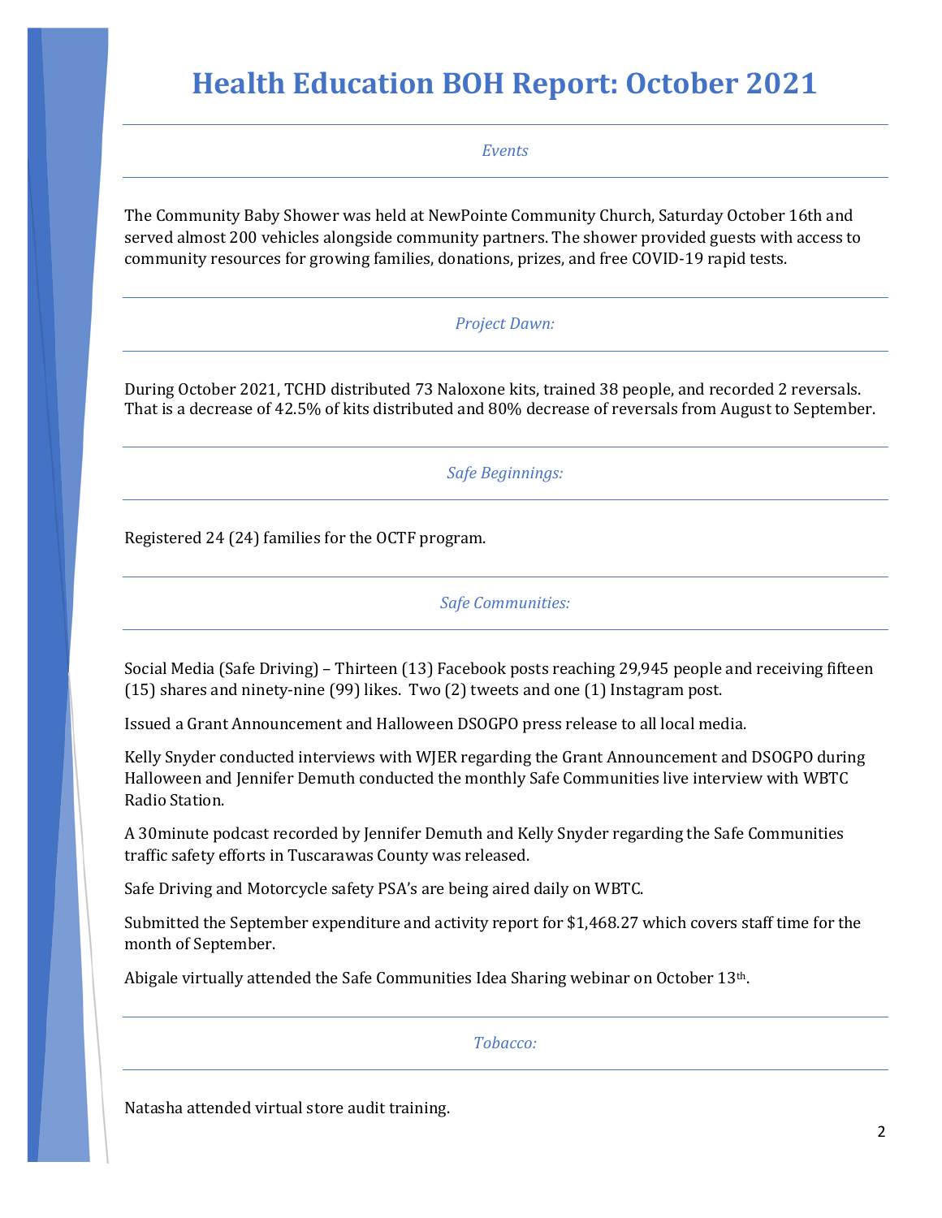# Health Education BOH Report: October 2021

*Events*

The Community Baby Shower was held at NewPointe Community Church, Saturday October 16th and served almost 200 vehicles alongside community partners. The shower provided guests with access to community resources for growing families, donations, prizes, and free COVID-19 rapid tests.

*Project Dawn:*

During October 2021, TCHD distributed 73 Naloxone kits, trained 38 people, and recorded 2 reversals. That is a decrease of 42.5% of kits distributed and 80% decrease of reversals from August to September.

*Safe Beginnings:*

Registered 24 (24) families for the OCTF program.

*Safe Communities:*

Social Media (Safe Driving) – Thirteen (13) Facebook posts reaching 29,945 people and receiving fifteen (15) shares and ninety-nine (99) likes. Two (2) tweets and one (1) Instagram post.

Issued a Grant Announcement and Halloween DSOGPO press release to all local media.

Kelly Snyder conducted interviews with WJER regarding the Grant Announcement and DSOGPO during Halloween and Jennifer Demuth conducted the monthly Safe Communities live interview with WBTC Radio Station.

A 30minute podcast recorded by Jennifer Demuth and Kelly Snyder regarding the Safe Communities traffic safety efforts in Tuscarawas County was released.

Safe Driving and Motorcycle safety PSA's are being aired daily on WBTC.

Submitted the September expenditure and activity report for $1,468.27 which covers staff time for the month of September.

Abigale virtually attended the Safe Communities Idea Sharing webinar on October 13th.

*Tobacco:*

Natasha attended virtual store audit training.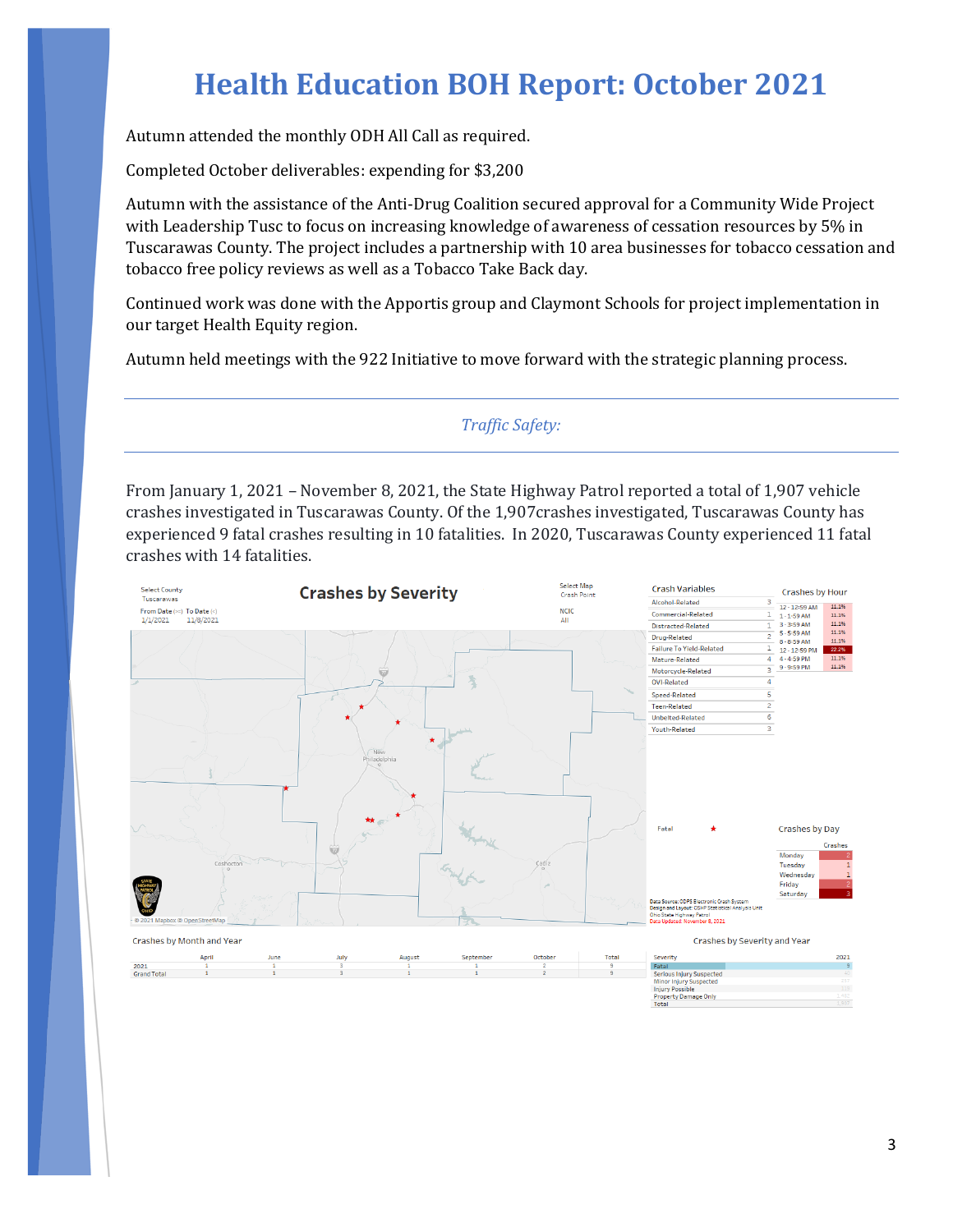# Health Education BOH Report: October 2021

Autumn attended the monthly ODH All Call as required.

Completed October deliverables: expending for $3,200

Autumn with the assistance of the Anti-Drug Coalition secured approval for a Community Wide Project with Leadership Tusc to focus on increasing knowledge of awareness of cessation resources by 5% in Tuscarawas County. The project includes a partnership with 10 area businesses for tobacco cessation and tobacco free policy reviews as well as a Tobacco Take Back day.

Continued work was done with the Apportis group and Claymont Schools for project implementation in our target Health Equity region.

Autumn held meetings with the 922 Initiative to move forward with the strategic planning process.

---

*Traffic Safety:*

---

From January 1, 2021 – November 8, 2021, the State Highway Patrol reported a total of 1,907 vehicle crashes investigated in Tuscarawas County. Of the 1,907crashes investigated, Tuscarawas County has experienced 9 fatal crashes resulting in 10 fatalities. In 2020, Tuscarawas County experienced 11 fatal crashes with 14 fatalities.

Crashes by Severity

Select County: Tuscarawas

From Date (>=) 1/1/2021 To Date (<) 11/8/2021

Select Map: Crash Point

NCIC: All

New Philadelphia

Coshocton

Cadiz

© 2021 Mapbox © OpenStreetMap

Fatal ★

Crash Variables

| | |
|---|---|
| Alcohol-Related | 3 |
| Commercial-Related | 1 |
| Distracted-Related | 1 |
| Drug-Related | 2 |
| Failure To Yield-Related | 1 |
| Mature-Related | 4 |
| Motorcycle-Related | 3 |
| OVI-Related | 4 |
| Speed-Related | 5 |
| Teen-Related | 2 |
| Unbelted-Related | 6 |
| Youth-Related | 3 |

Crashes by Hour

| | |
|---|---|
| 12 - 12:59 AM | 11.1% |
| 1 - 1:59 AM | 11.1% |
| 3 - 3:59 AM | 11.1% |
| 5 - 5:59 AM | 11.1% |
| 8 - 8:59 AM | 11.1% |
| 12 - 12:59 PM | 22.2% |
| 4 - 4:59 PM | 11.1% |
| 9 - 9:59 PM | 11.1% |

Crashes by Day

| | Crashes |
|---|---|
| Monday | 2 |
| Tuesday | 1 |
| Wednesday | 1 |
| Friday | 2 |
| Saturday | 3 |

Data Source: ODPS Electronic Crash System
Design and Layout: OSHP Statistical Analysis Unit
Ohio State Highway Patrol
Data Updated: November 8, 2021

Crashes by Month and Year

| | April | June | July | August | September | October | Total |
|---|---|---|---|---|---|---|---|
| 2021 | 1 | 1 | 3 | 1 | 1 | 2 | 9 |
| Grand Total | 1 | 1 | 3 | 1 | 1 | 2 | 9 |

Crashes by Severity and Year

| Severity | 2021 |
|---|---|
| Fatal | 9 |
| Serious Injury Suspected | |
| Minor Injury Suspected | |
| Injury Possible | |
| Property Damage Only | |
| Total | 1,907 |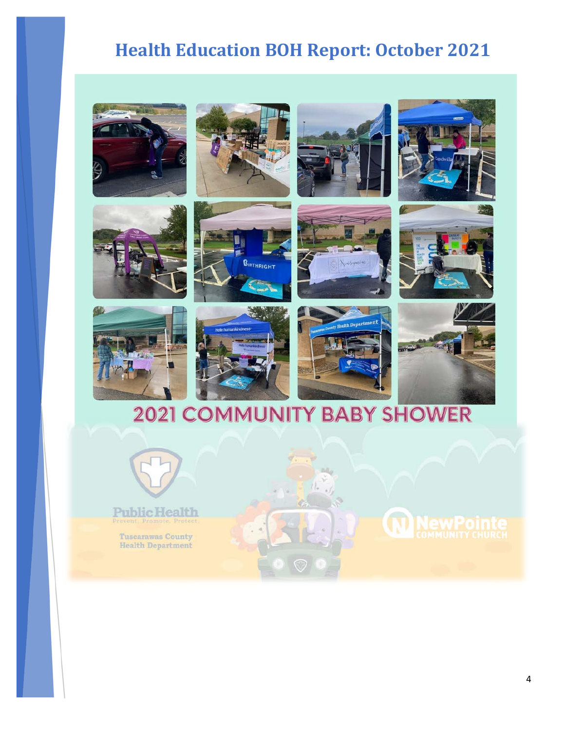# Health Education BOH Report: October 2021

2021 COMMUNITY BABY SHOWER

Public Health
Prevent. Promote. Protect.
Tuscarawas County
Health Department

NewPointe
COMMUNITY CHURCH